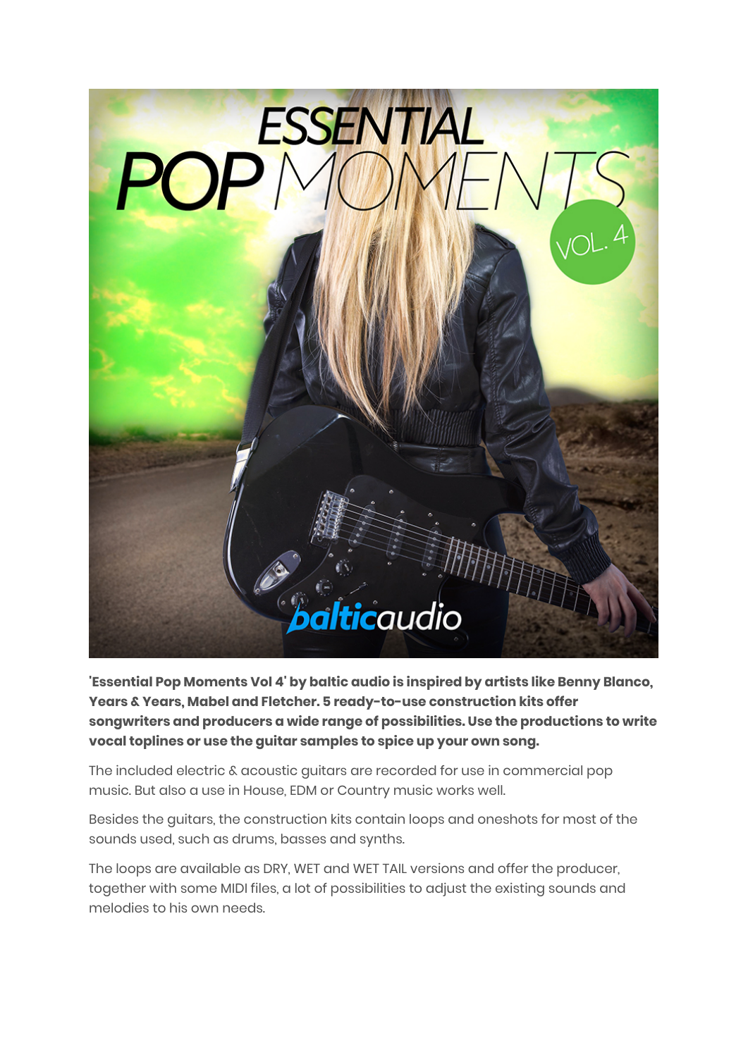**'Essential Pop Moments Vol 4' by baltic audio is inspired by artists like Benny Blanco, Years & Years, Mabel and Fletcher. 5 ready-to-use construction kits offer songwriters and producers a wide range of possibilities. Use the productions to write vocal toplines or use the guitar samples to spice up your own song.**

The included electric & acoustic guitars are recorded for use in commercial pop music. But also a use in House, EDM or Country music works well.

Besides the guitars, the construction kits contain loops and oneshots for most of the sounds used, such as drums, basses and synths.

The loops are available as DRY, WET and WET TAIL versions and offer the producer, together with some MIDI files, a lot of possibilities to adjust the existing sounds and melodies to his own needs.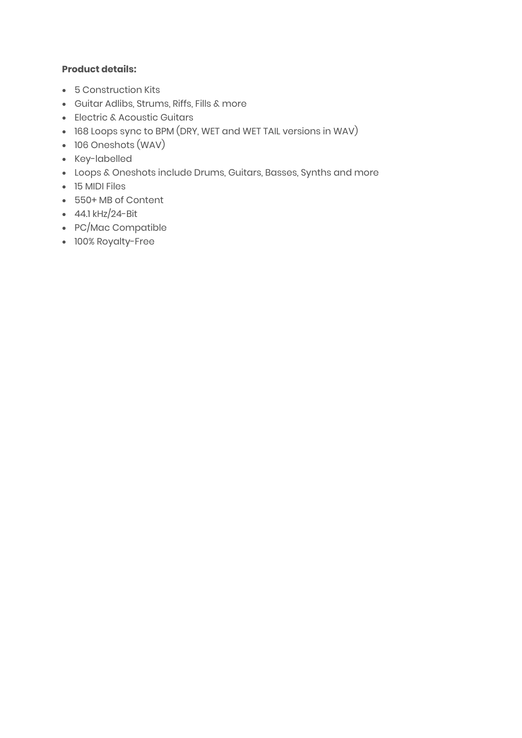**Product details:**

- 5 Construction Kits
- Guitar Adlibs, Strums, Riffs, Fills & more
- Electric & Acoustic Guitars
- 168 Loops sync to BPM (DRY, WET and WET TAIL versions in WAV)
- 106 Oneshots (WAV)
- Key-labelled
- Loops & Oneshots include Drums, Guitars, Basses, Synths and more
- 15 MIDI Files
- 550+ MB of Content
- 44.1 kHz/24-Bit
- PC/Mac Compatible
- 100% Royalty-Free